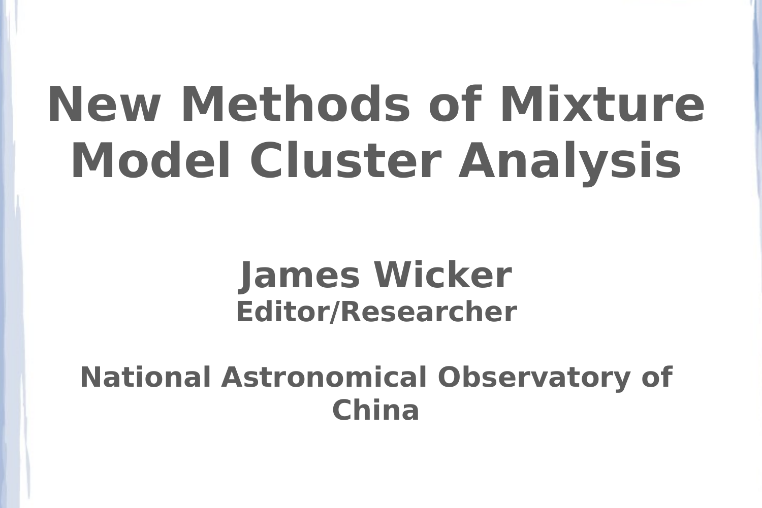# New Methods of Mixture Model Cluster Analysis

**James Wicker**
**Editor/Researcher**

**National Astronomical Observatory of China**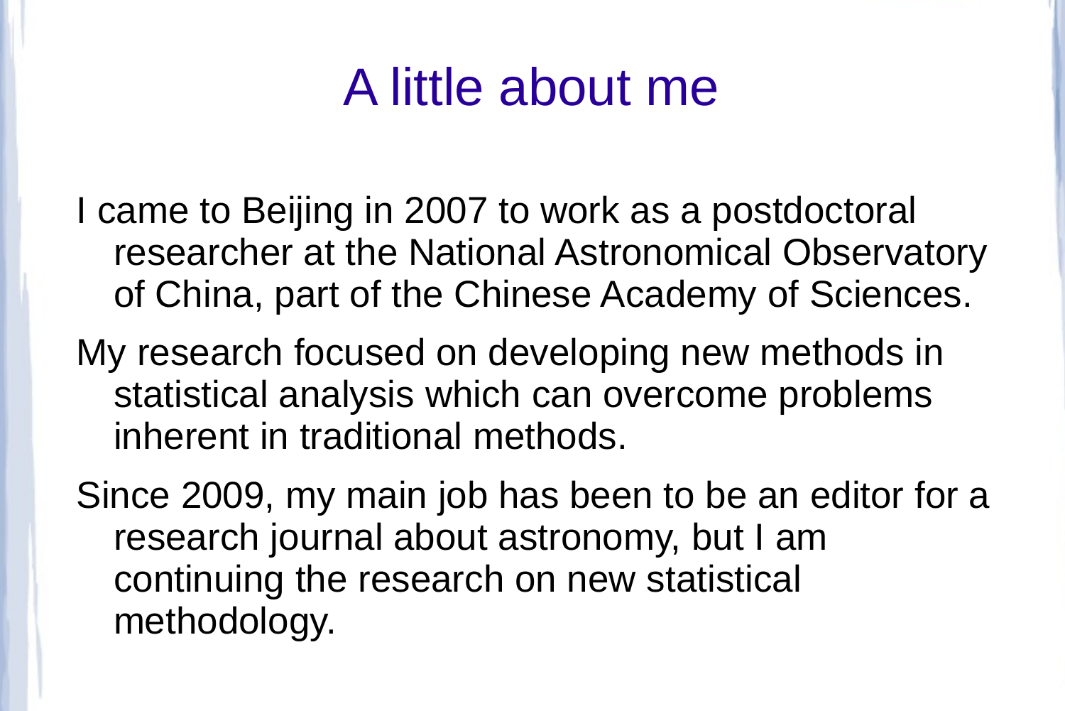# A little about me

I came to Beijing in 2007 to work as a postdoctoral researcher at the National Astronomical Observatory of China, part of the Chinese Academy of Sciences.

My research focused on developing new methods in statistical analysis which can overcome problems inherent in traditional methods.

Since 2009, my main job has been to be an editor for a research journal about astronomy, but I am continuing the research on new statistical methodology.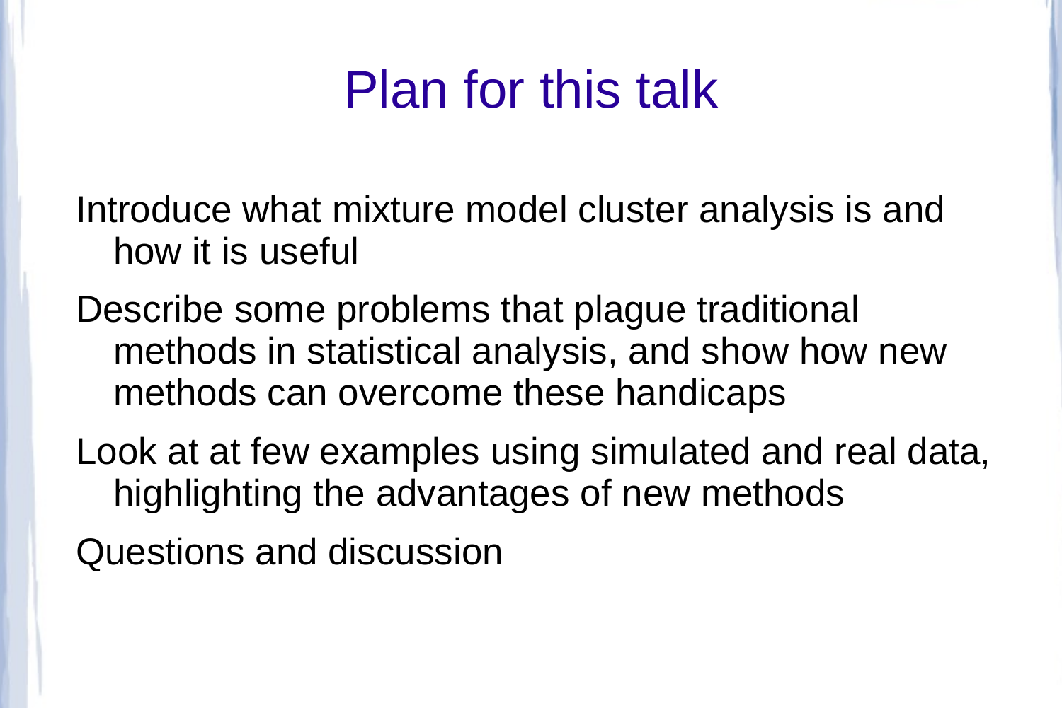# Plan for this talk

Introduce what mixture model cluster analysis is and how it is useful

Describe some problems that plague traditional methods in statistical analysis, and show how new methods can overcome these handicaps

Look at at few examples using simulated and real data, highlighting the advantages of new methods

Questions and discussion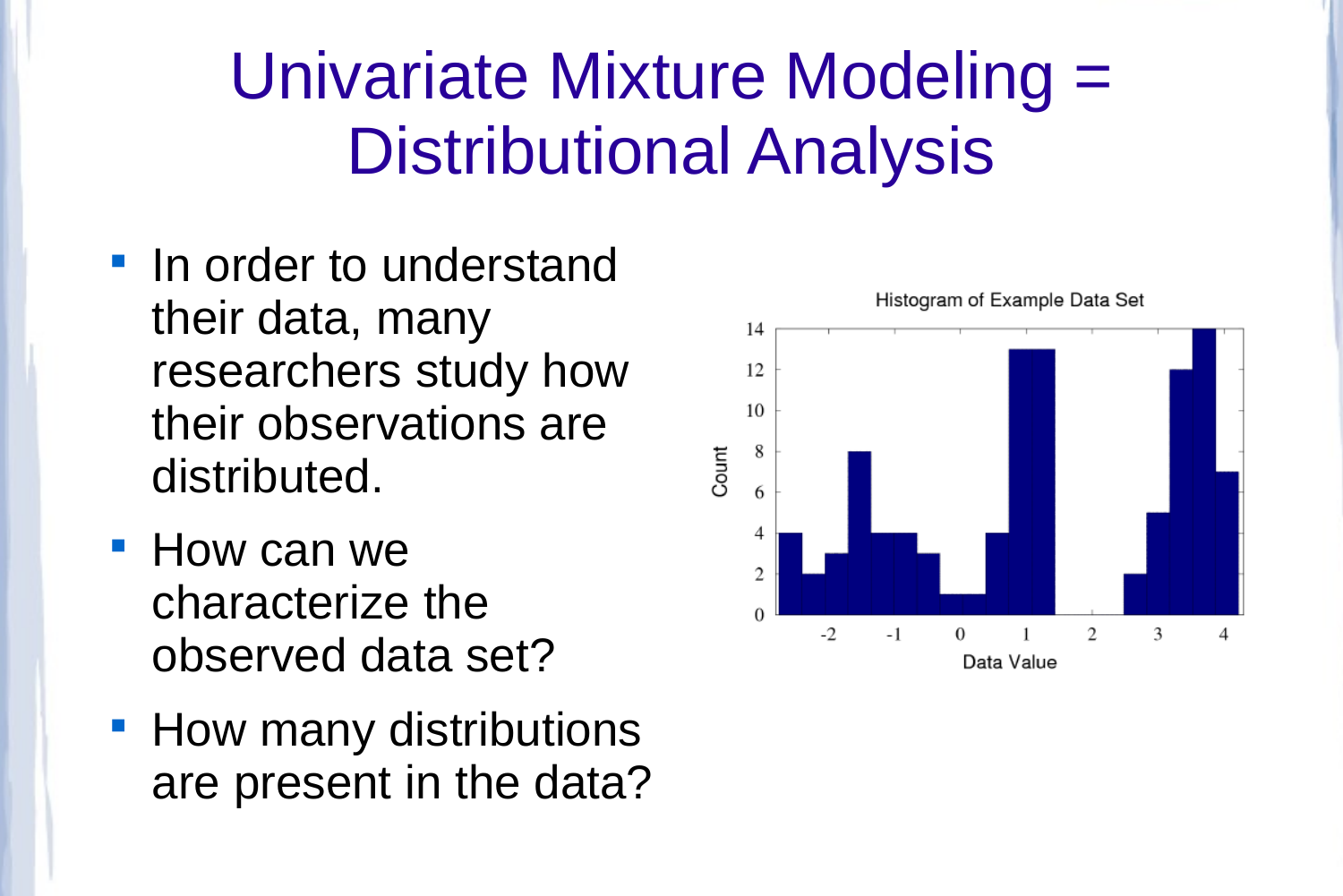# Univariate Mixture Modeling = Distributional Analysis

- In order to understand their data, many researchers study how their observations are distributed.
- How can we characterize the observed data set?
- How many distributions are present in the data?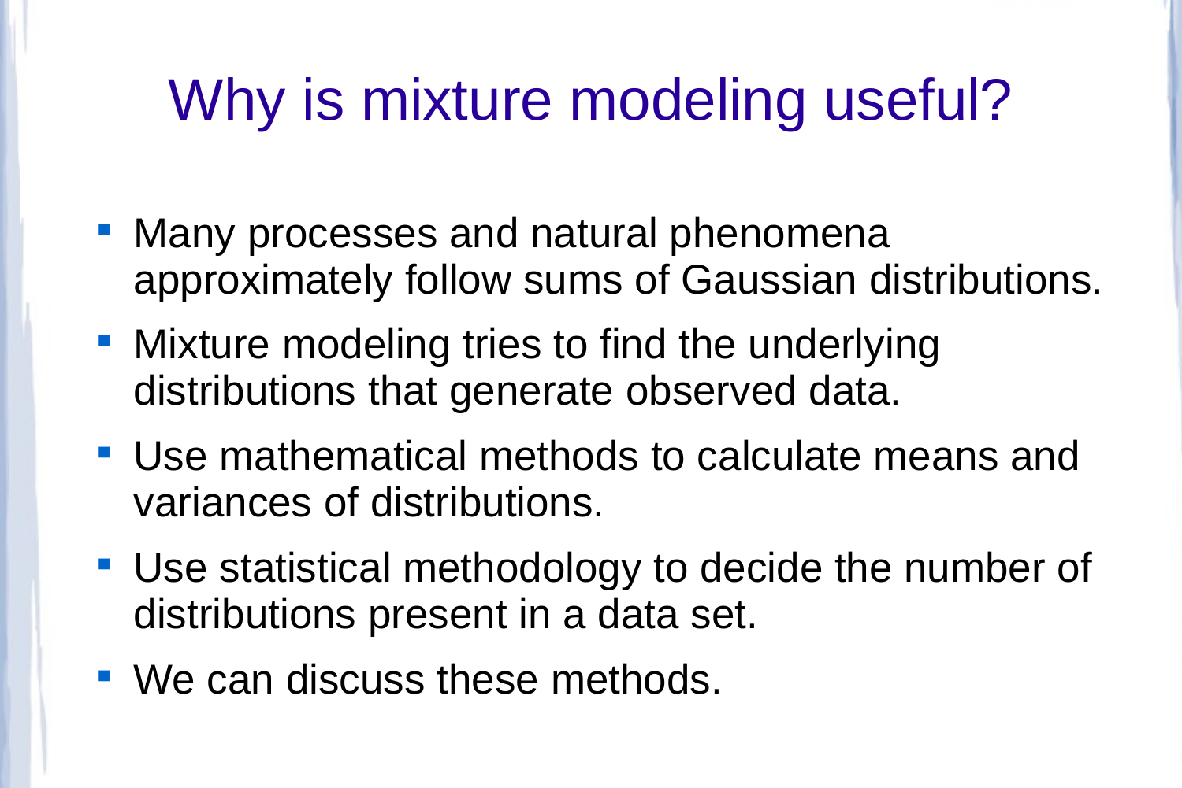# Why is mixture modeling useful?

- Many processes and natural phenomena approximately follow sums of Gaussian distributions.
- Mixture modeling tries to find the underlying distributions that generate observed data.
- Use mathematical methods to calculate means and variances of distributions.
- Use statistical methodology to decide the number of distributions present in a data set.
- We can discuss these methods.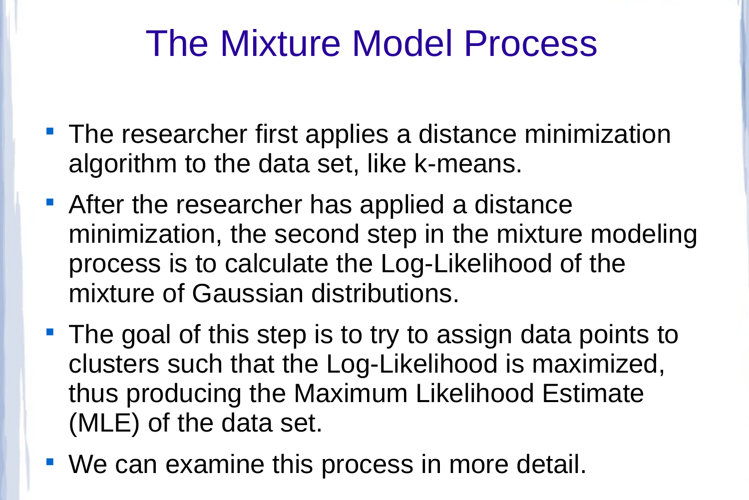# The Mixture Model Process

- The researcher first applies a distance minimization algorithm to the data set, like k-means.
- After the researcher has applied a distance minimization, the second step in the mixture modeling process is to calculate the Log-Likelihood of the mixture of Gaussian distributions.
- The goal of this step is to try to assign data points to clusters such that the Log-Likelihood is maximized, thus producing the Maximum Likelihood Estimate (MLE) of the data set.
- We can examine this process in more detail.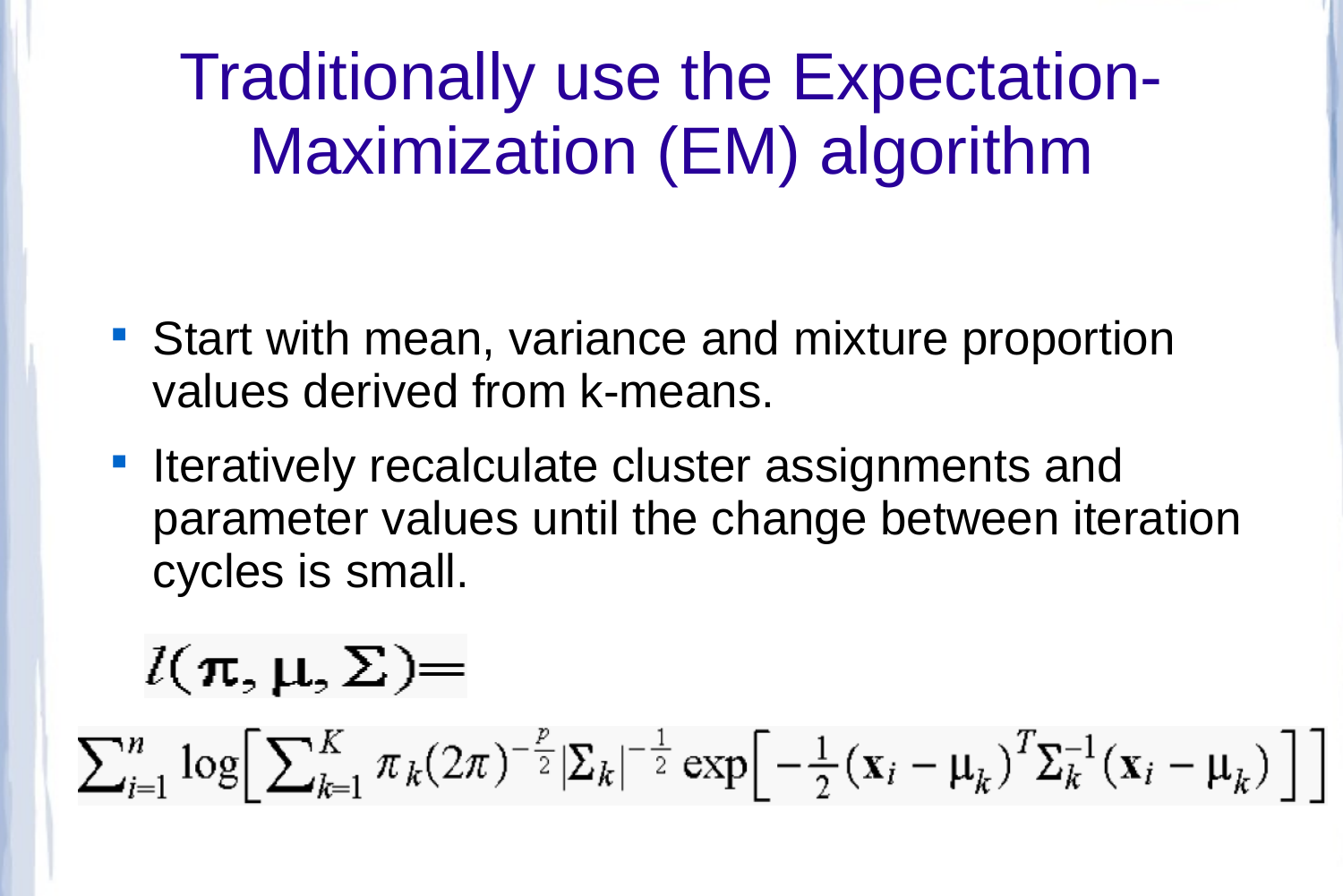# Traditionally use the Expectation-Maximization (EM) algorithm

- Start with mean, variance and mixture proportion values derived from k-means.
- Iteratively recalculate cluster assignments and parameter values until the change between iteration cycles is small.

$$l(\boldsymbol{\pi}, \boldsymbol{\mu}, \boldsymbol{\Sigma}) =$$

$$\sum_{i=1}^{n} \log\left[ \sum_{k=1}^{K} \pi_k (2\pi)^{-\frac{p}{2}} |\Sigma_k|^{-\frac{1}{2}} \exp\left[ -\frac{1}{2} (\mathbf{x}_i - \boldsymbol{\mu}_k)^T \Sigma_k^{-1} (\mathbf{x}_i - \boldsymbol{\mu}_k) \right] \right]$$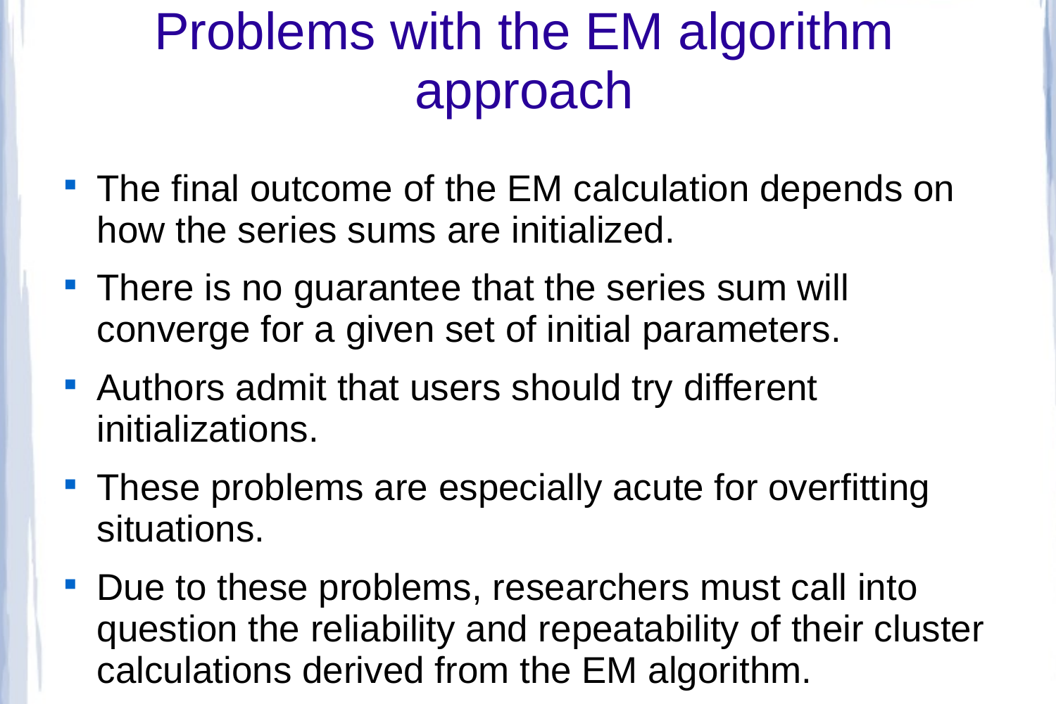# Problems with the EM algorithm approach

- The final outcome of the EM calculation depends on how the series sums are initialized.
- There is no guarantee that the series sum will converge for a given set of initial parameters.
- Authors admit that users should try different initializations.
- These problems are especially acute for overfitting situations.
- Due to these problems, researchers must call into question the reliability and repeatability of their cluster calculations derived from the EM algorithm.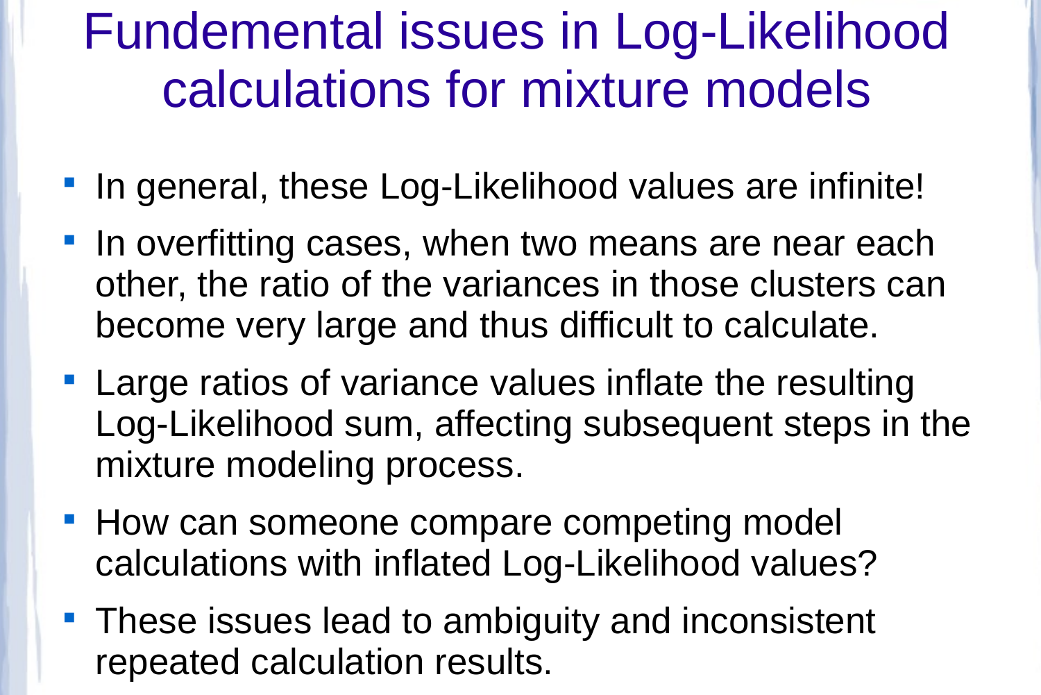# Fundemental issues in Log-Likelihood calculations for mixture models

- In general, these Log-Likelihood values are infinite!
- In overfitting cases, when two means are near each other, the ratio of the variances in those clusters can become very large and thus difficult to calculate.
- Large ratios of variance values inflate the resulting Log-Likelihood sum, affecting subsequent steps in the mixture modeling process.
- How can someone compare competing model calculations with inflated Log-Likelihood values?
- These issues lead to ambiguity and inconsistent repeated calculation results.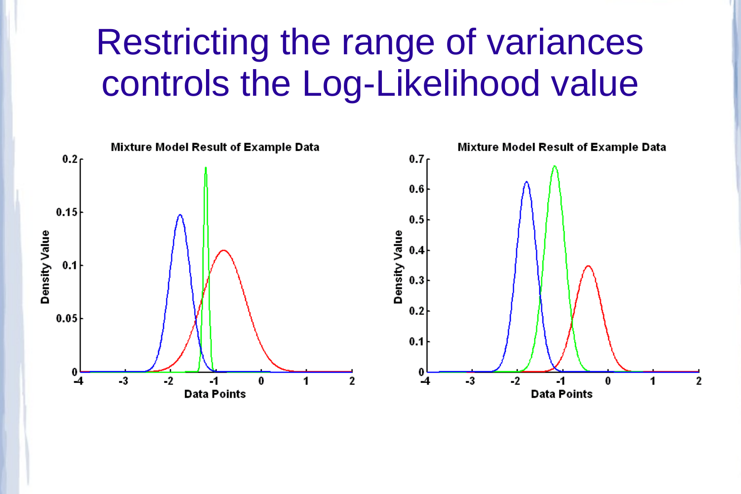# Restricting the range of variances controls the Log-Likelihood value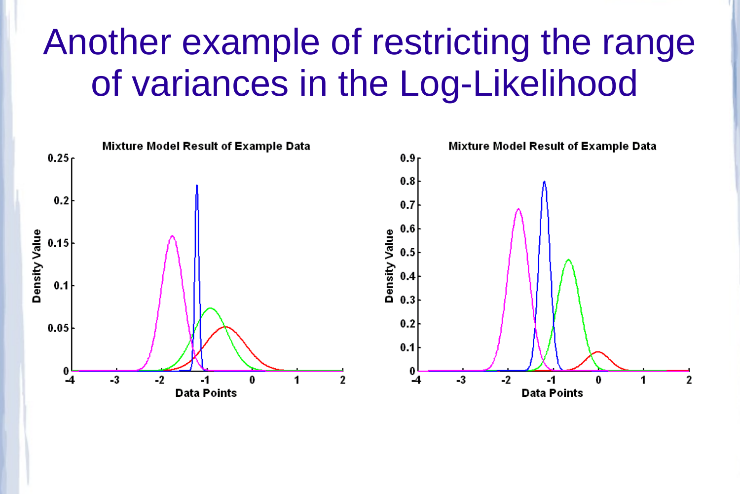# Another example of restricting the range of variances in the Log-Likelihood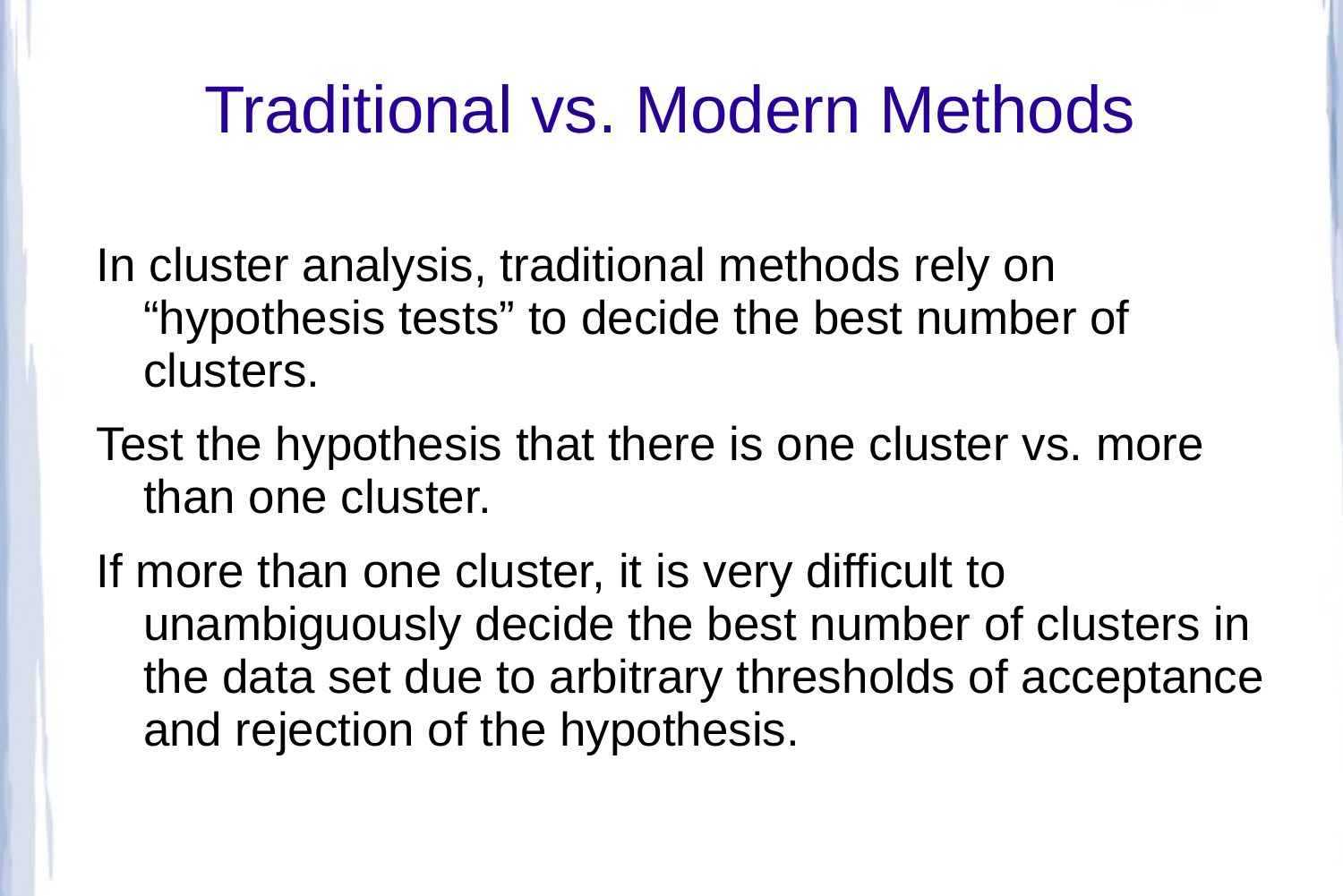# Traditional vs. Modern Methods

In cluster analysis, traditional methods rely on "hypothesis tests" to decide the best number of clusters.

Test the hypothesis that there is one cluster vs. more than one cluster.

If more than one cluster, it is very difficult to unambiguously decide the best number of clusters in the data set due to arbitrary thresholds of acceptance and rejection of the hypothesis.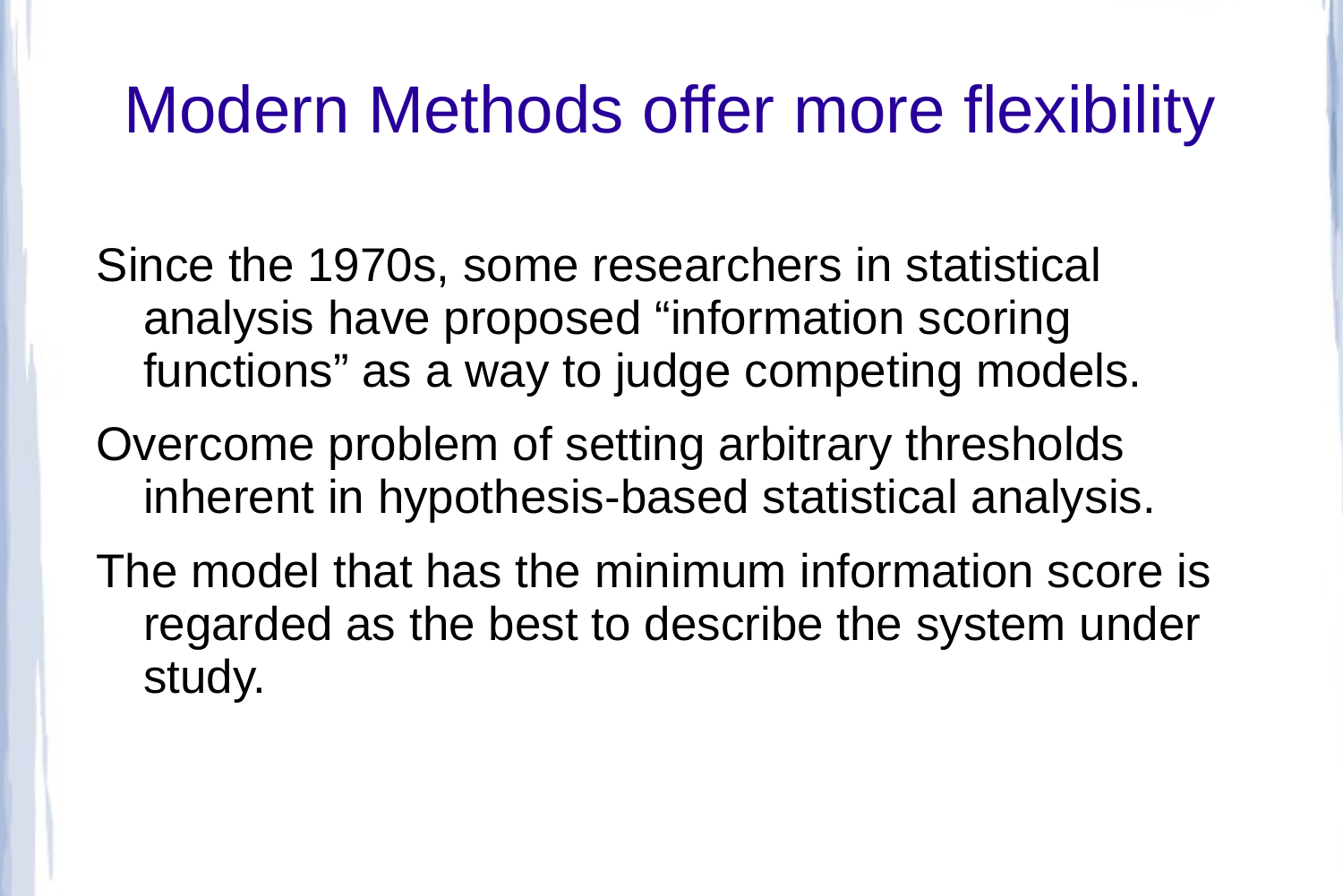# Modern Methods offer more flexibility

Since the 1970s, some researchers in statistical analysis have proposed “information scoring functions” as a way to judge competing models.

Overcome problem of setting arbitrary thresholds inherent in hypothesis-based statistical analysis.

The model that has the minimum information score is regarded as the best to describe the system under study.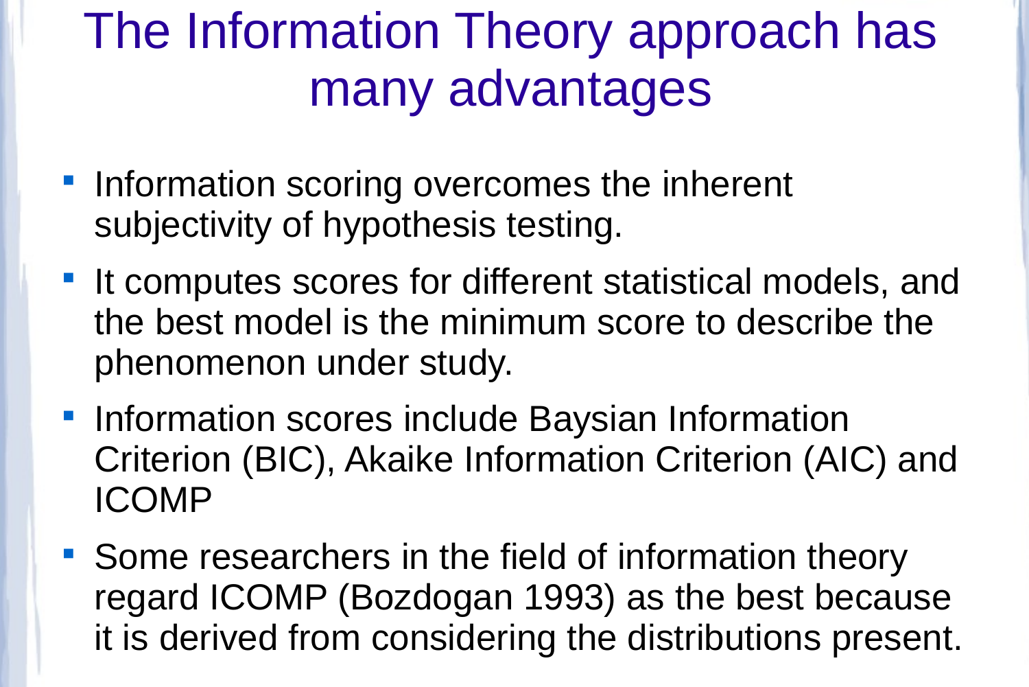# The Information Theory approach has many advantages

- Information scoring overcomes the inherent subjectivity of hypothesis testing.
- It computes scores for different statistical models, and the best model is the minimum score to describe the phenomenon under study.
- Information scores include Baysian Information Criterion (BIC), Akaike Information Criterion (AIC) and ICOMP
- Some researchers in the field of information theory regard ICOMP (Bozdogan 1993) as the best because it is derived from considering the distributions present.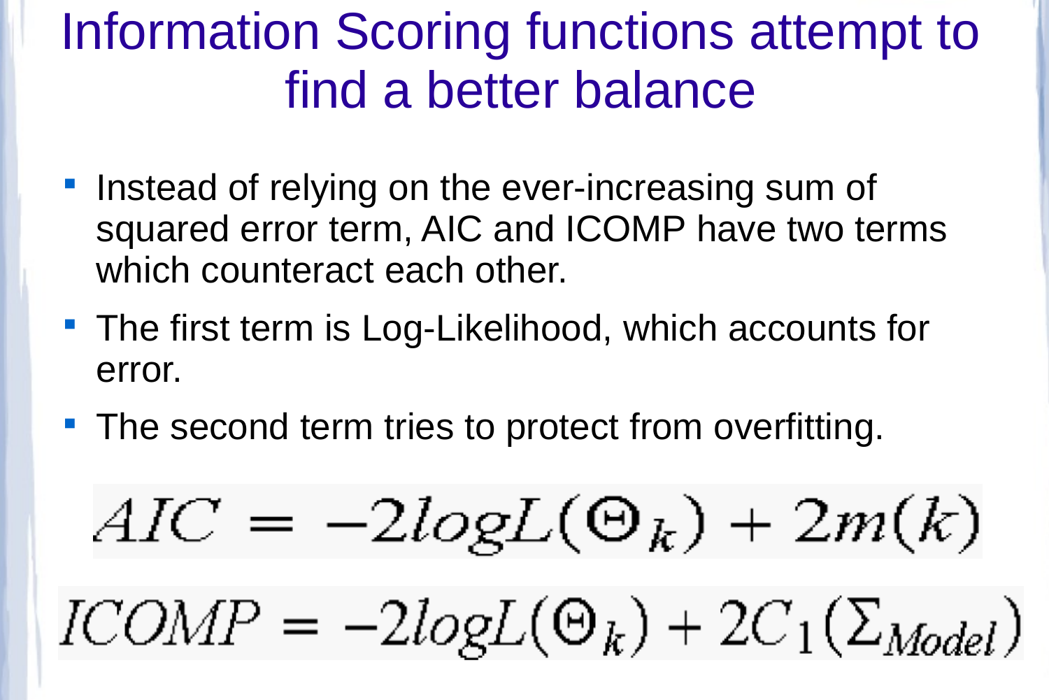# Information Scoring functions attempt to find a better balance

- Instead of relying on the ever-increasing sum of squared error term, AIC and ICOMP have two terms which counteract each other.
- The first term is Log-Likelihood, which accounts for error.
- The second term tries to protect from overfitting.

$$AIC = -2logL(\Theta_k) + 2m(k)$$

$$ICOMP = -2logL(\Theta_k) + 2C_1(\Sigma_{Model})$$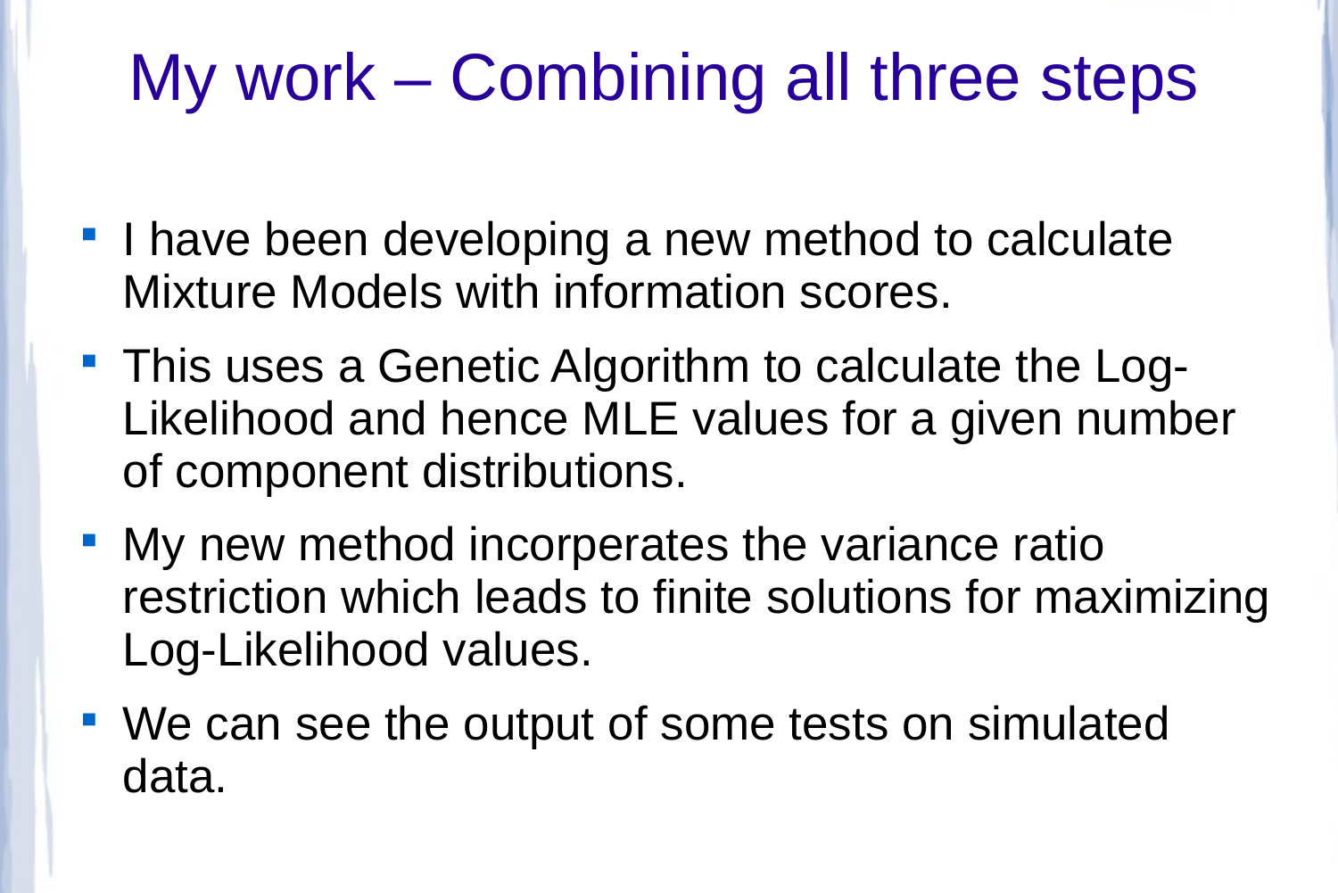# My work – Combining all three steps

- I have been developing a new method to calculate Mixture Models with information scores.
- This uses a Genetic Algorithm to calculate the Log-Likelihood and hence MLE values for a given number of component distributions.
- My new method incorperates the variance ratio restriction which leads to finite solutions for maximizing Log-Likelihood values.
- We can see the output of some tests on simulated data.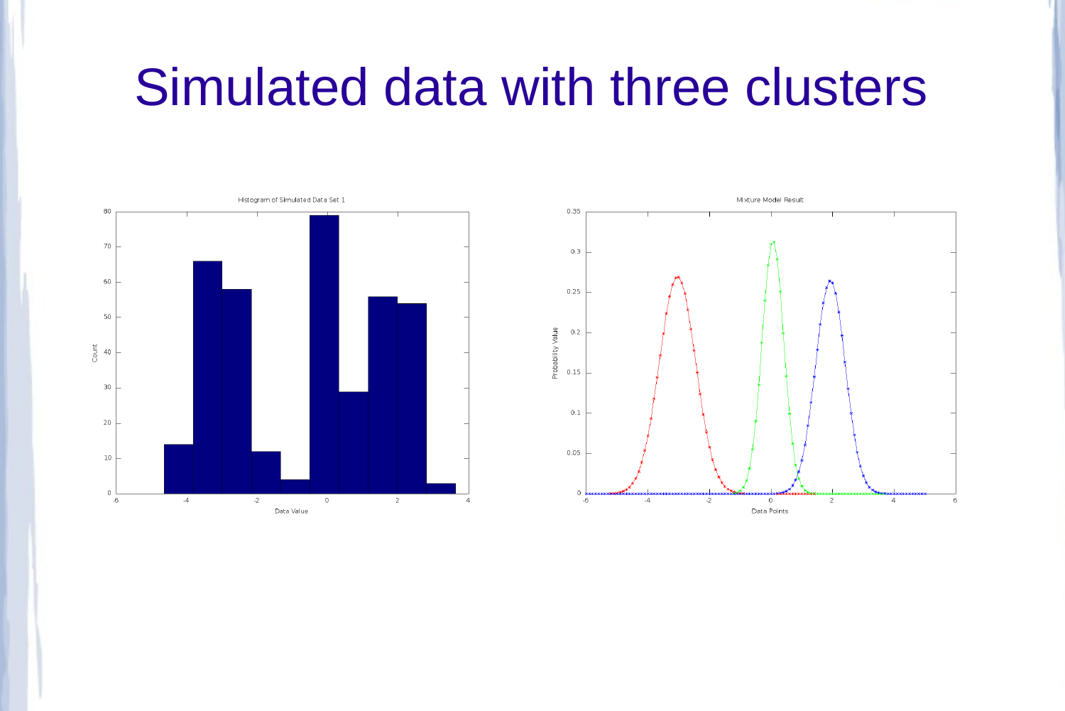# Simulated data with three clusters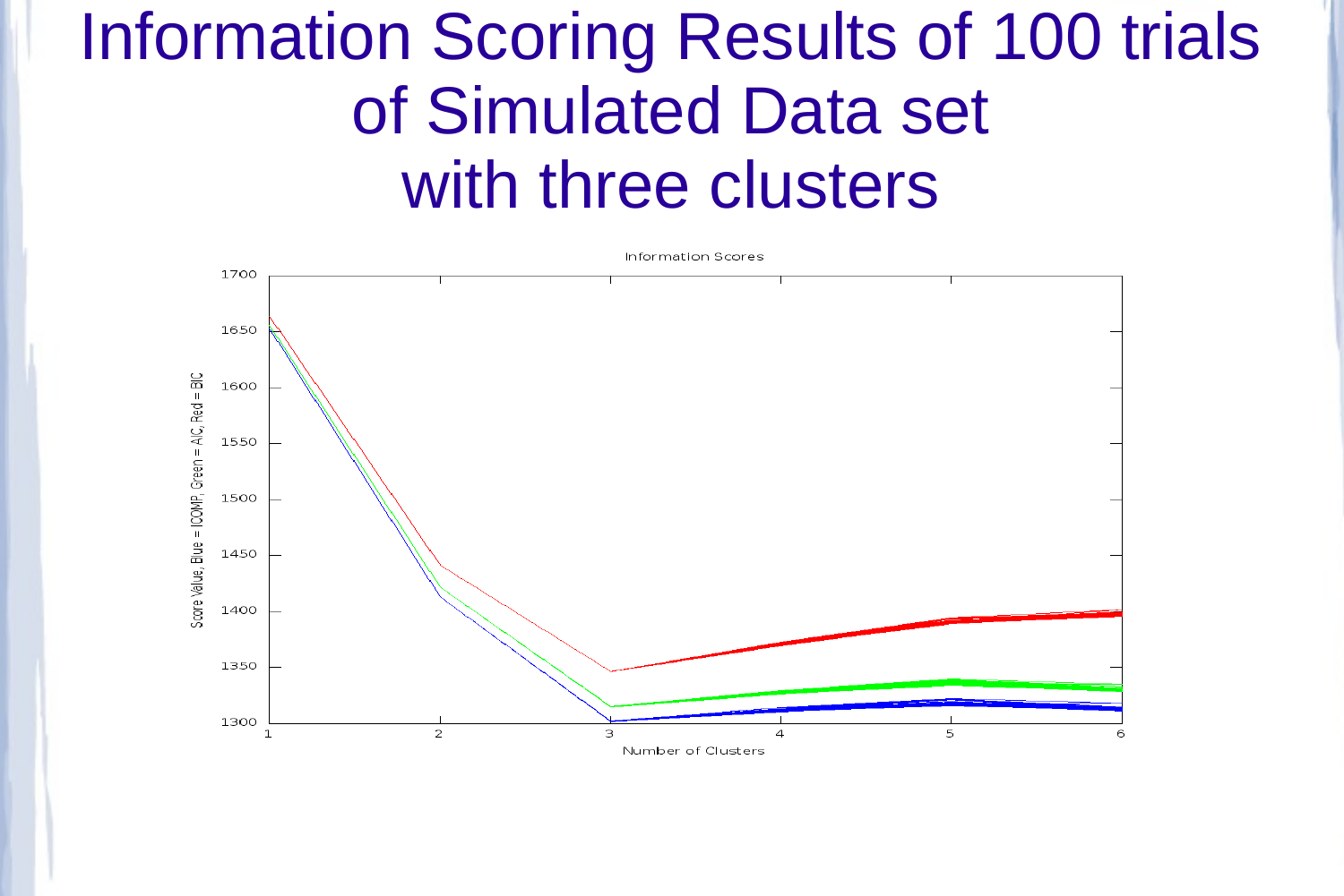# Information Scoring Results of 100 trials of Simulated Data set with three clusters

Information Scores

Score Value, Blue = ICOMP, Green = AIC, Red = BIC

Number of Clusters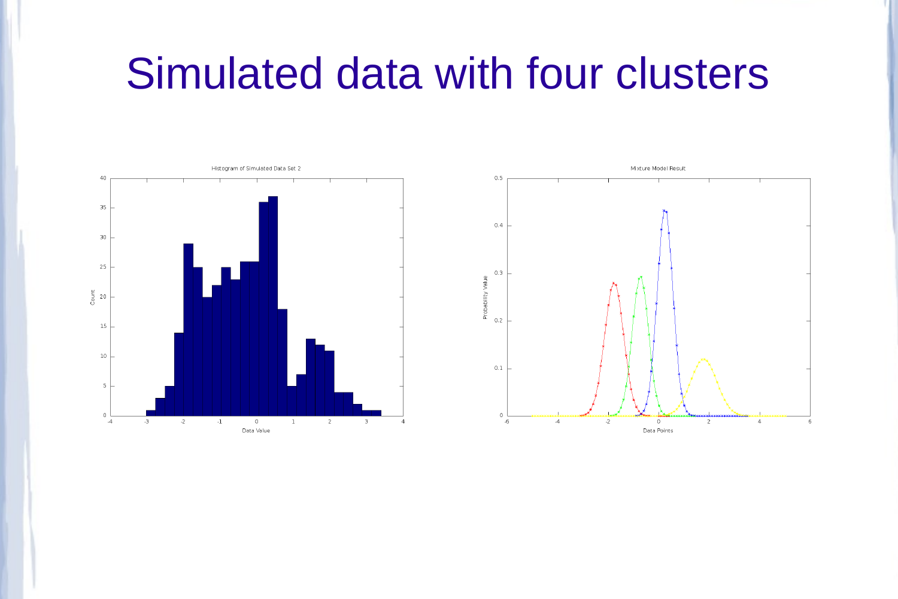# Simulated data with four clusters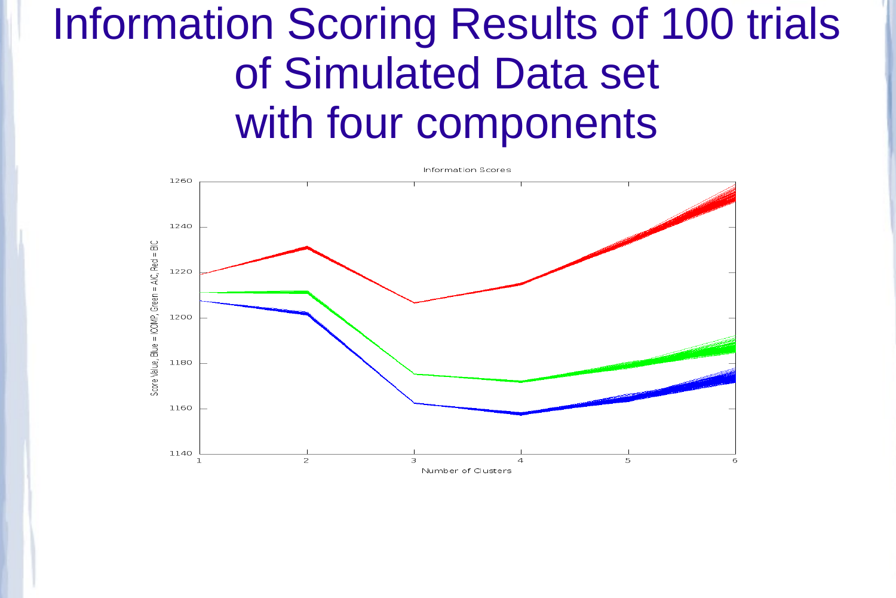# Information Scoring Results of 100 trials of Simulated Data set with four components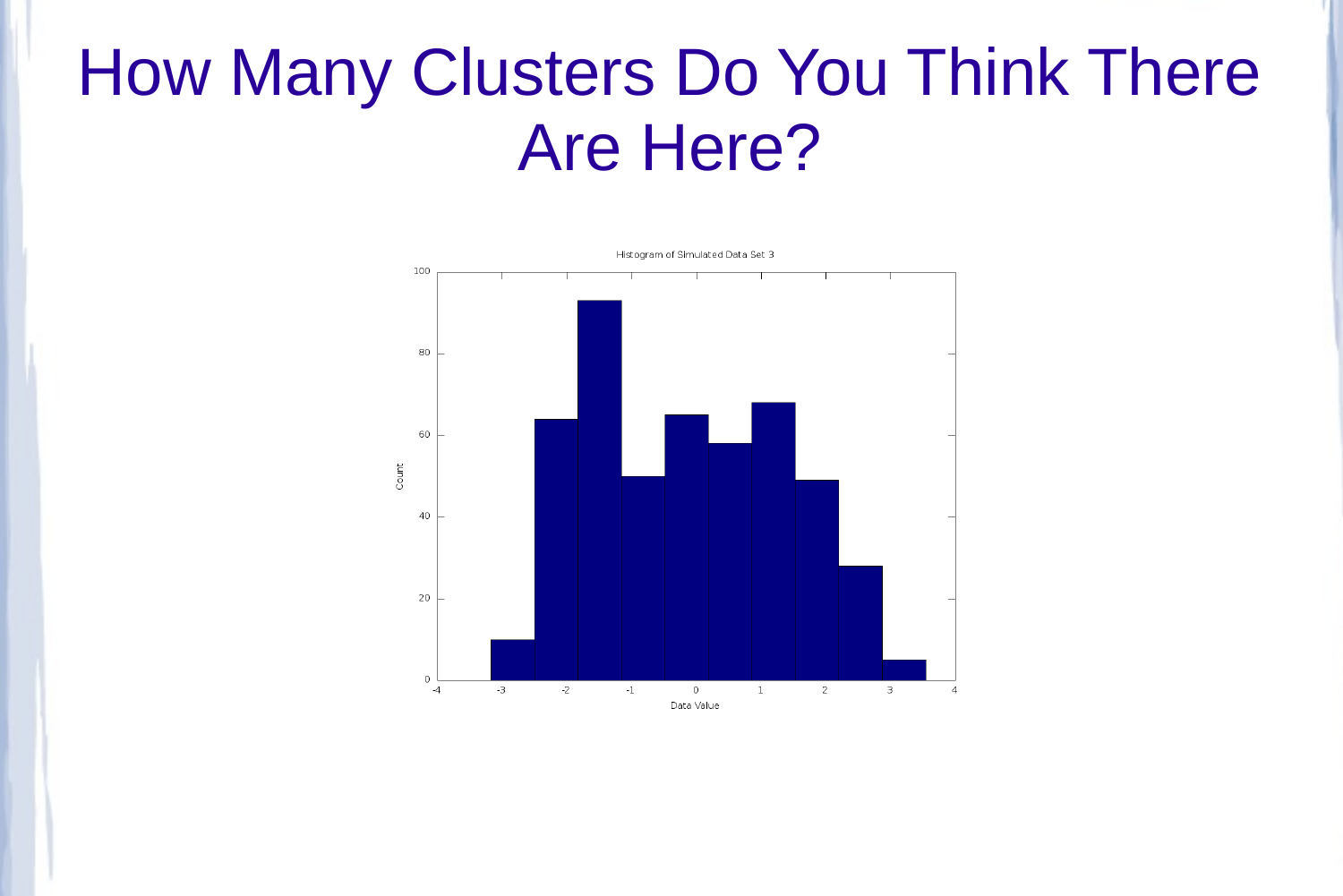# How Many Clusters Do You Think There Are Here?

Histogram of Simulated Data Set 3

Count

Data Value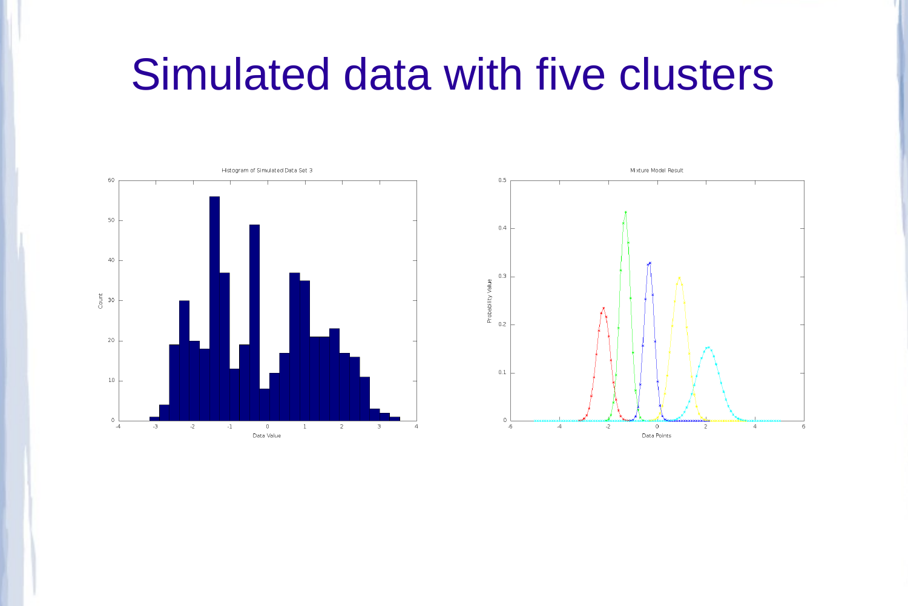# Simulated data with five clusters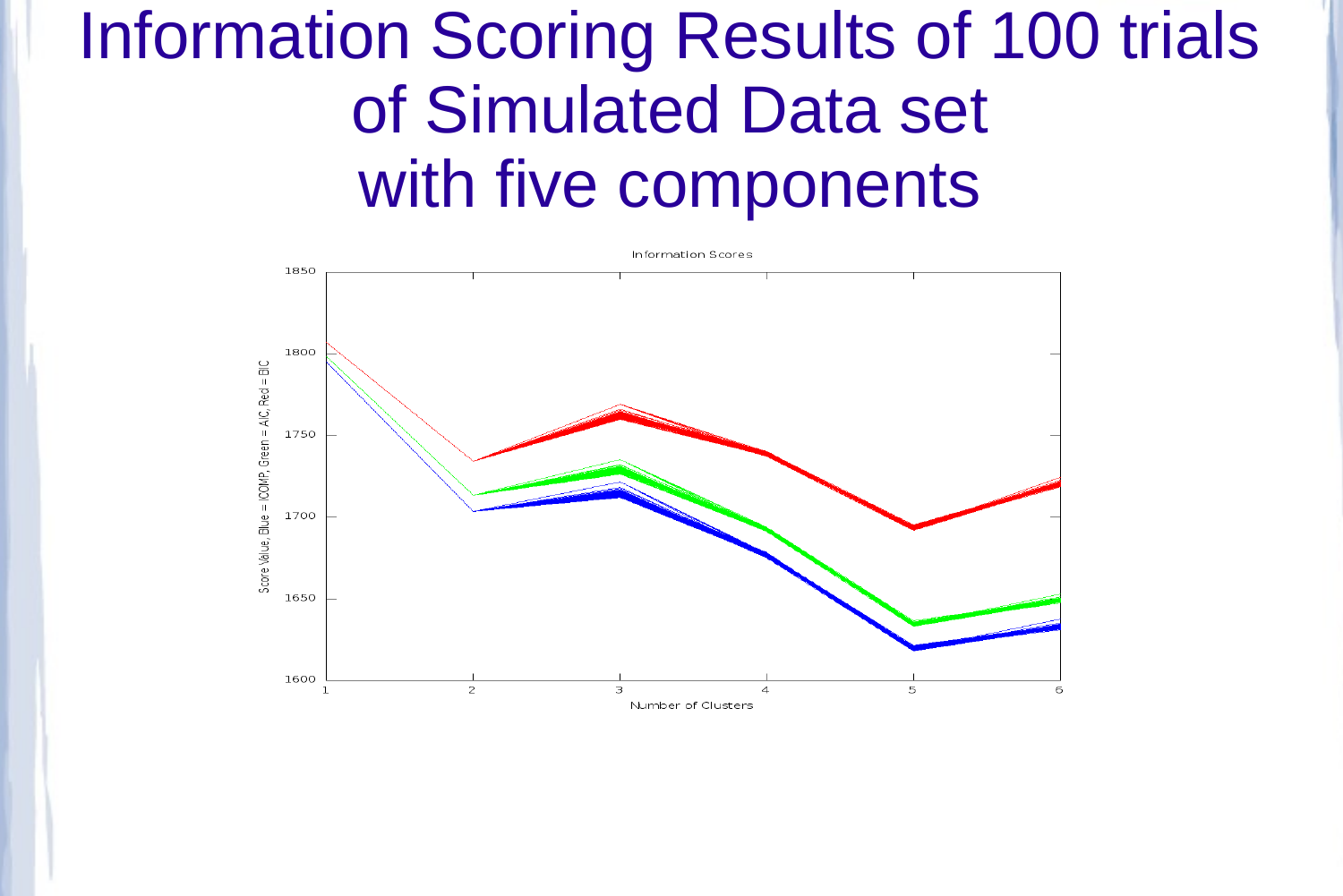# Information Scoring Results of 100 trials of Simulated Data set with five components

Information Scores

Score Value, Blue = ICOMP, Green = AIC, Red = BIC

Number of Clusters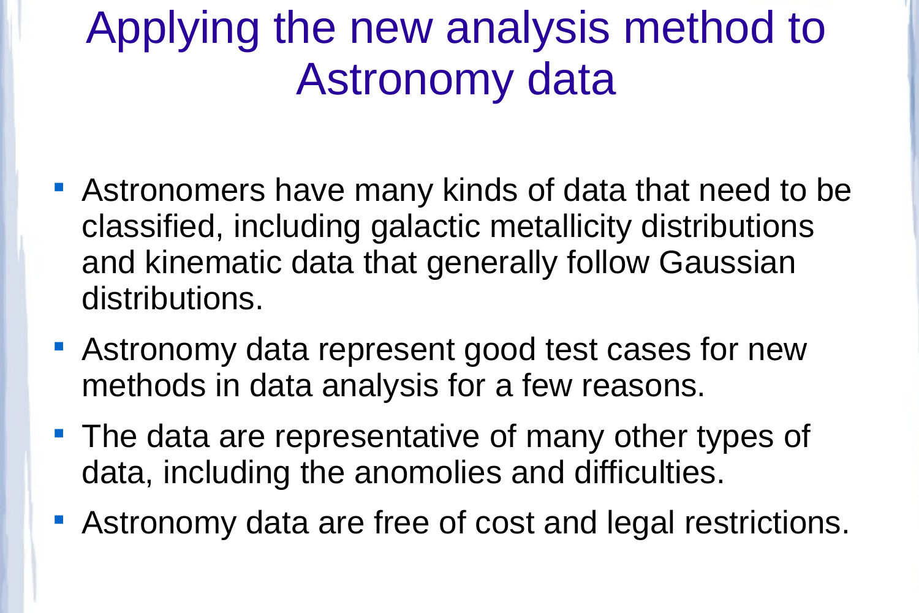# Applying the new analysis method to Astronomy data

- Astronomers have many kinds of data that need to be classified, including galactic metallicity distributions and kinematic data that generally follow Gaussian distributions.
- Astronomy data represent good test cases for new methods in data analysis for a few reasons.
- The data are representative of many other types of data, including the anomolies and difficulties.
- Astronomy data are free of cost and legal restrictions.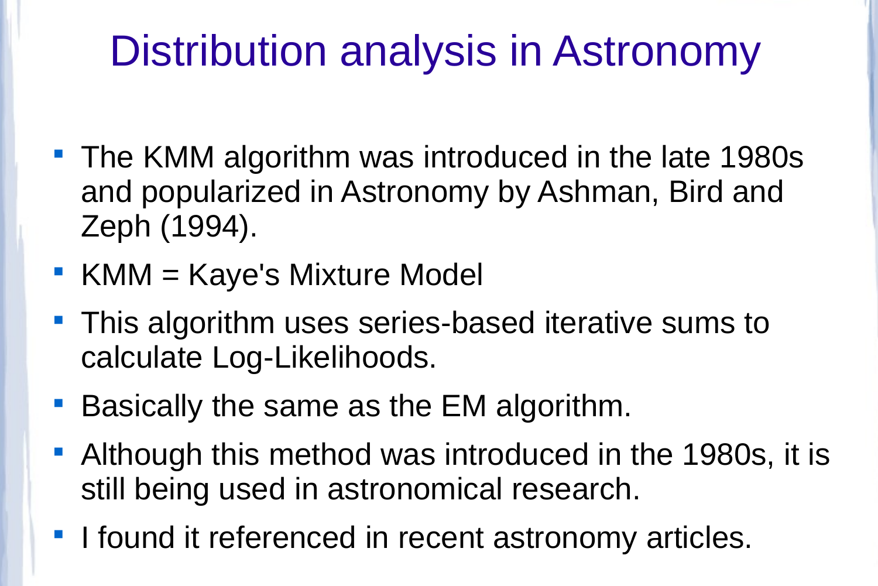# Distribution analysis in Astronomy

- The KMM algorithm was introduced in the late 1980s and popularized in Astronomy by Ashman, Bird and Zeph (1994).
- KMM = Kaye's Mixture Model
- This algorithm uses series-based iterative sums to calculate Log-Likelihoods.
- Basically the same as the EM algorithm.
- Although this method was introduced in the 1980s, it is still being used in astronomical research.
- I found it referenced in recent astronomy articles.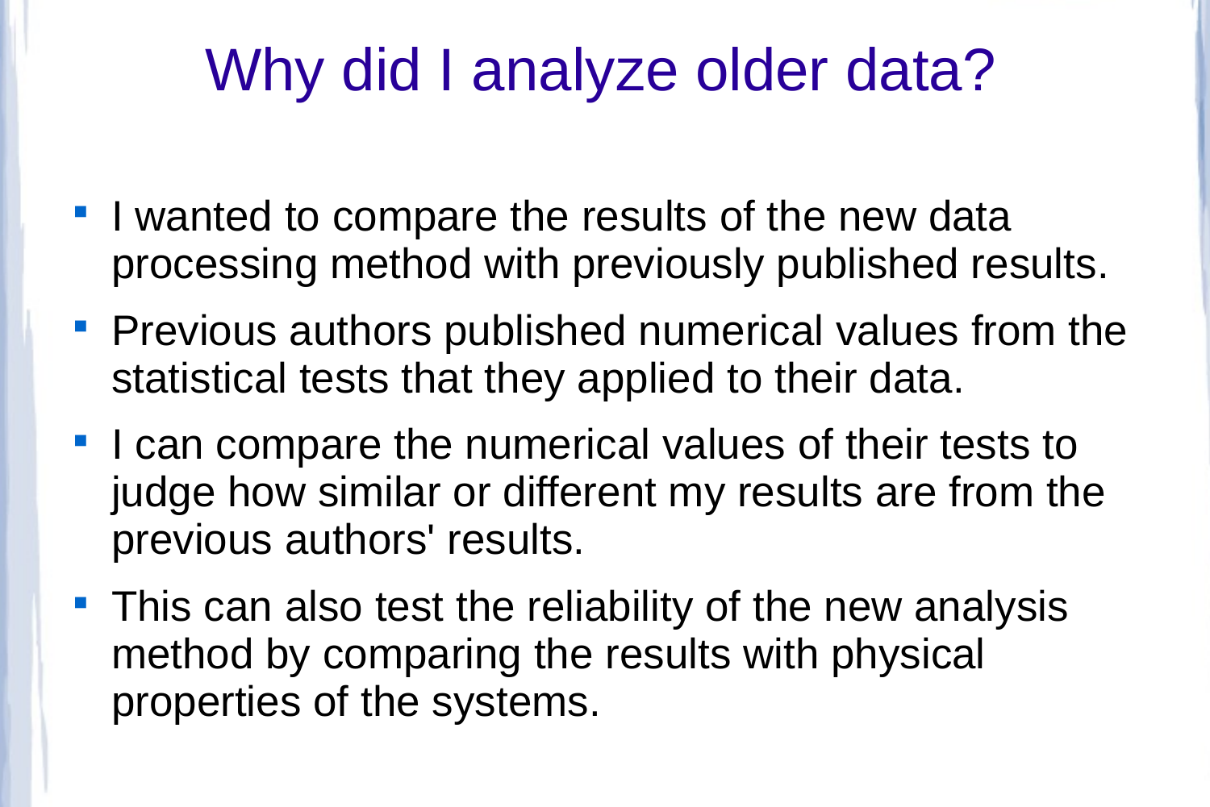# Why did I analyze older data?

- I wanted to compare the results of the new data processing method with previously published results.
- Previous authors published numerical values from the statistical tests that they applied to their data.
- I can compare the numerical values of their tests to judge how similar or different my results are from the previous authors' results.
- This can also test the reliability of the new analysis method by comparing the results with physical properties of the systems.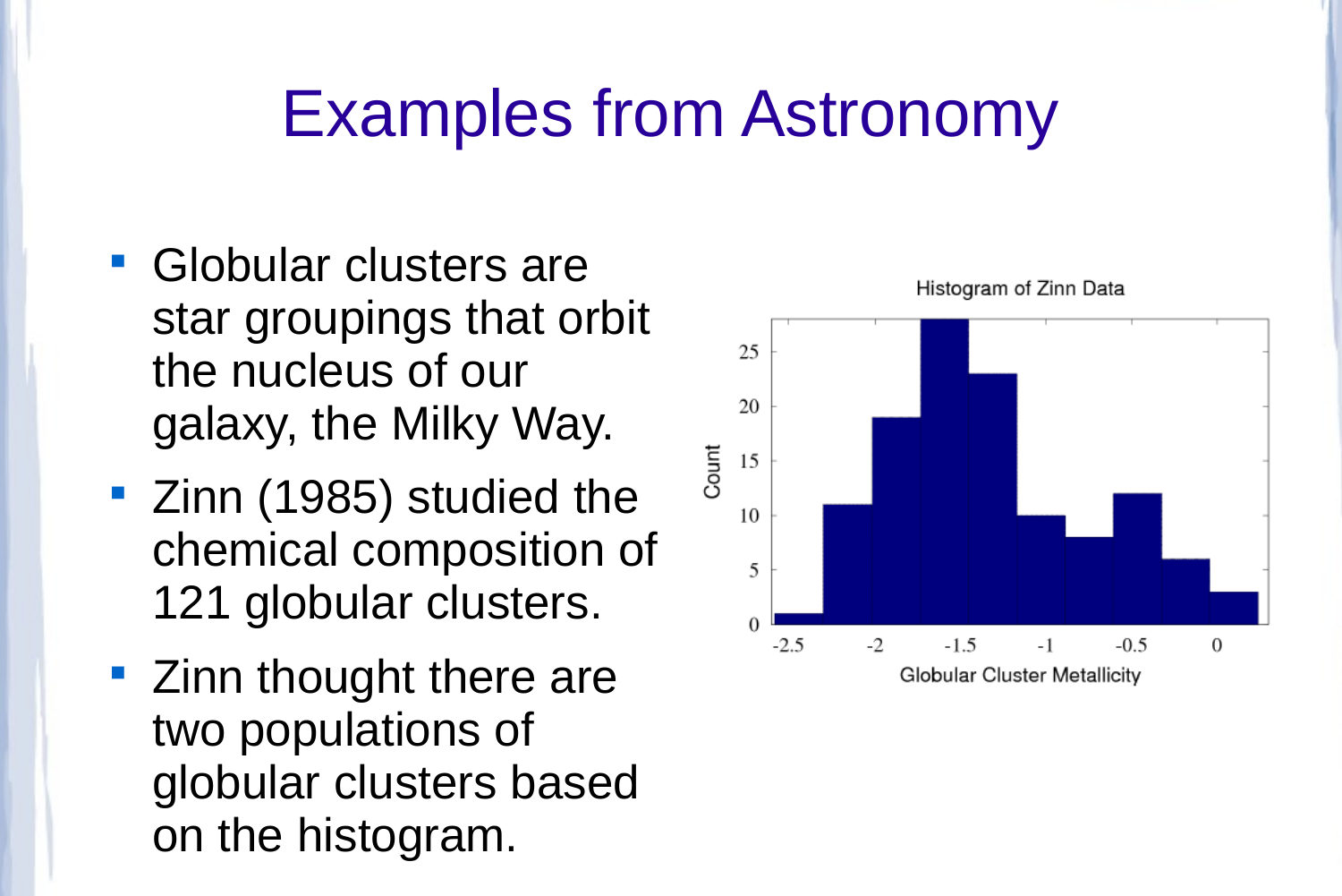# Examples from Astronomy

- Globular clusters are star groupings that orbit the nucleus of our galaxy, the Milky Way.
- Zinn (1985) studied the chemical composition of 121 globular clusters.
- Zinn thought there are two populations of globular clusters based on the histogram.

Histogram of Zinn Data

Globular Cluster Metallicity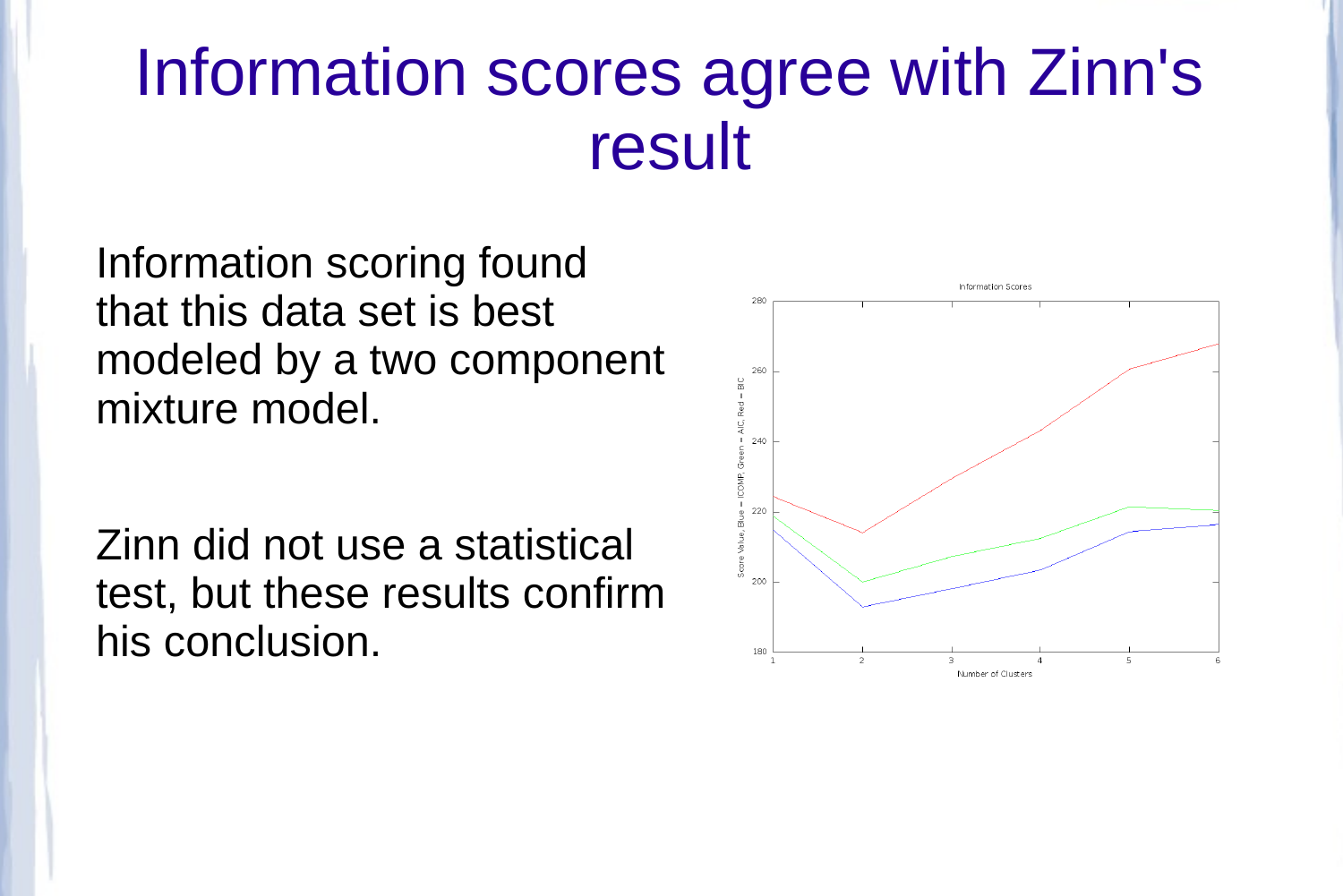# Information scores agree with Zinn's result

Information scoring found that this data set is best modeled by a two component mixture model.

Zinn did not use a statistical test, but these results confirm his conclusion.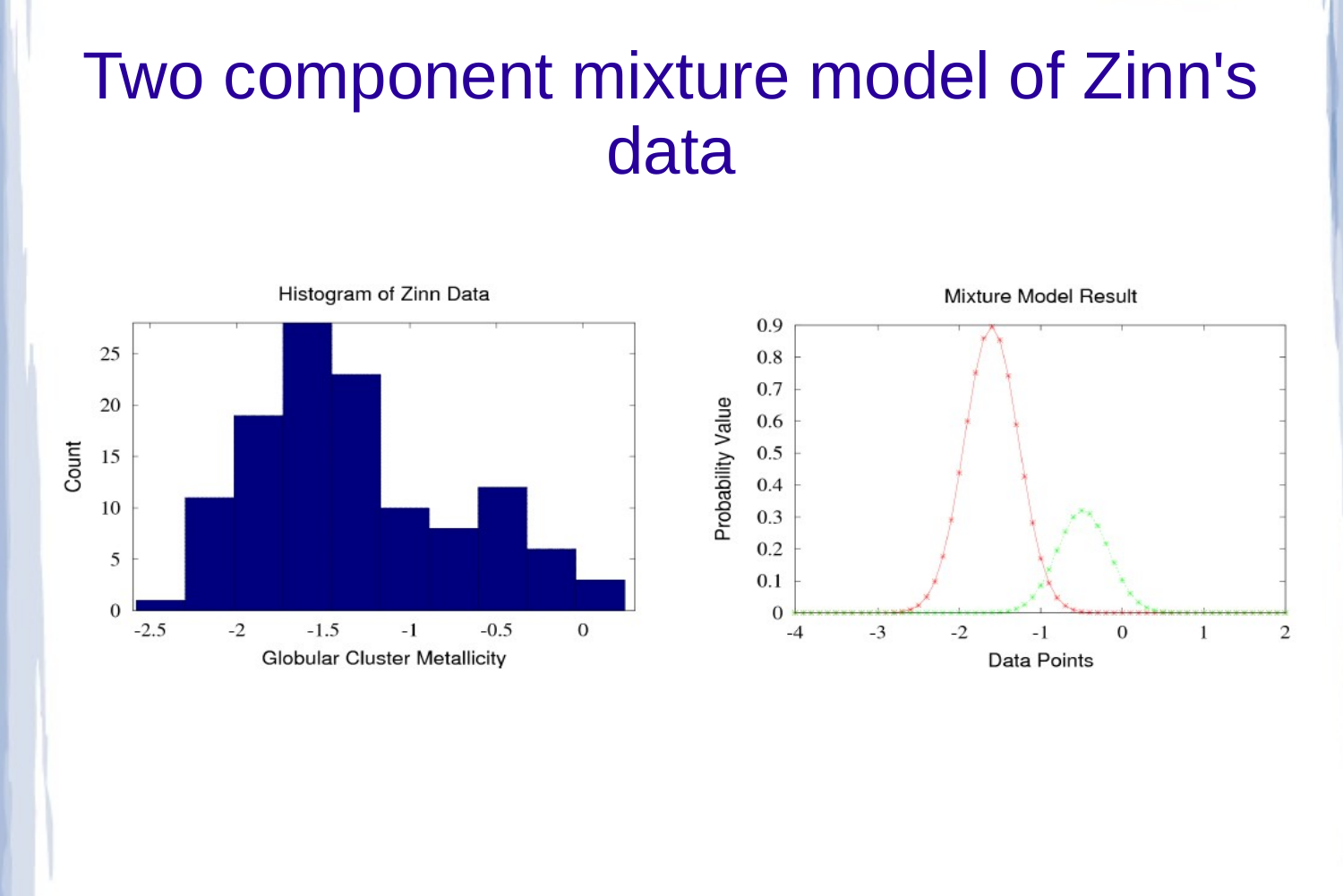# Two component mixture model of Zinn's data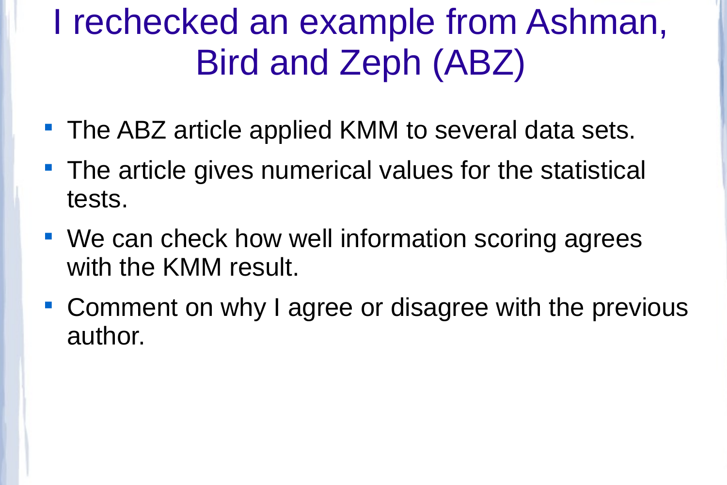# I rechecked an example from Ashman, Bird and Zeph (ABZ)

- The ABZ article applied KMM to several data sets.
- The article gives numerical values for the statistical tests.
- We can check how well information scoring agrees with the KMM result.
- Comment on why I agree or disagree with the previous author.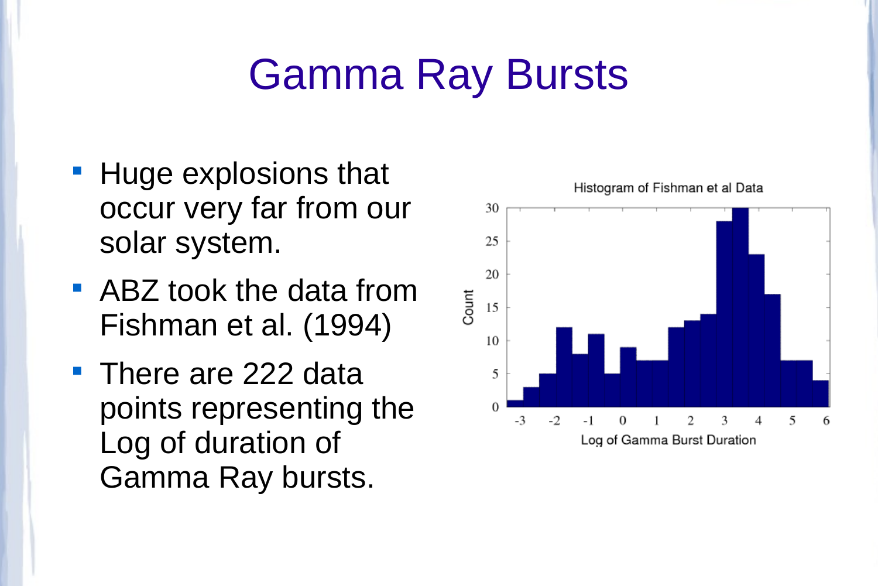# Gamma Ray Bursts

- Huge explosions that occur very far from our solar system.
- ABZ took the data from Fishman et al. (1994)
- There are 222 data points representing the Log of duration of Gamma Ray bursts.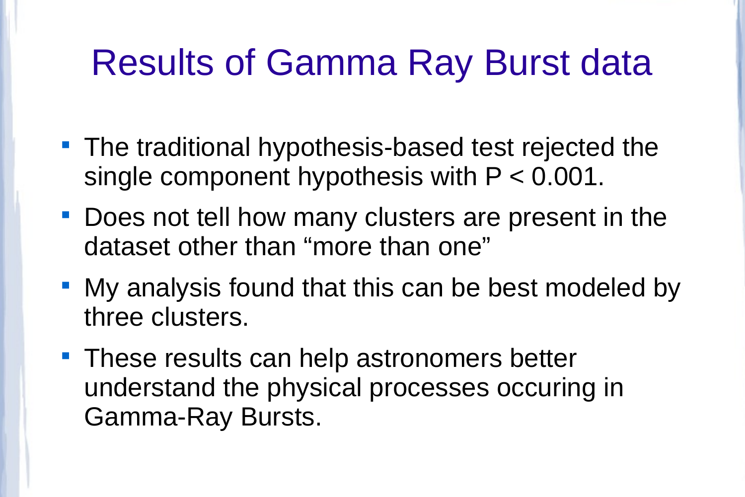# Results of Gamma Ray Burst data

- The traditional hypothesis-based test rejected the single component hypothesis with $P < 0.001$.
- Does not tell how many clusters are present in the dataset other than “more than one”
- My analysis found that this can be best modeled by three clusters.
- These results can help astronomers better understand the physical processes occuring in Gamma-Ray Bursts.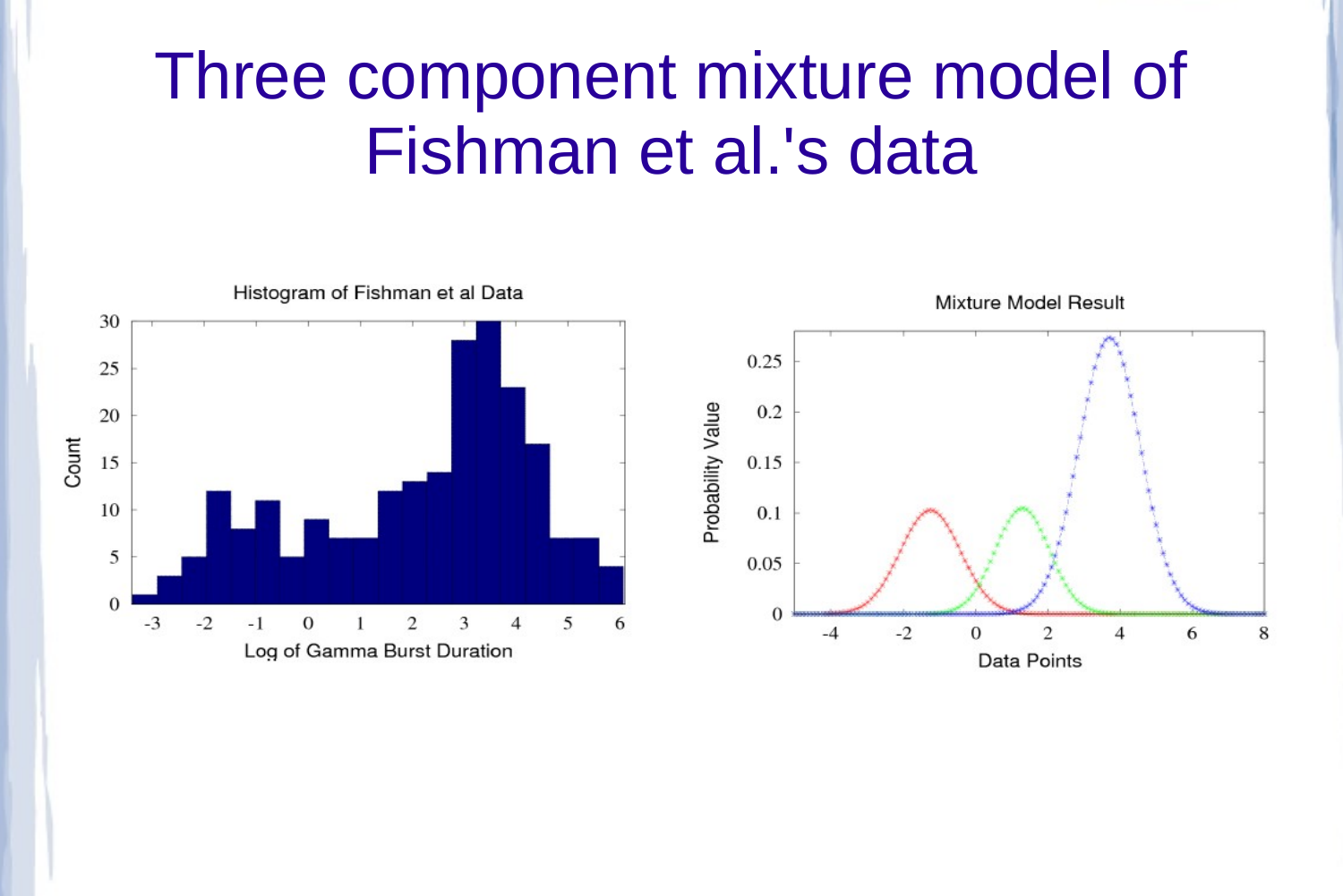# Three component mixture model of Fishman et al.'s data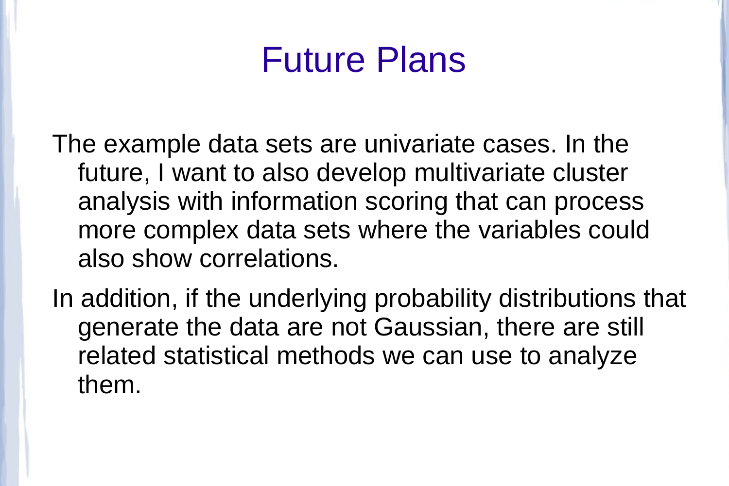# Future Plans

The example data sets are univariate cases. In the future, I want to also develop multivariate cluster analysis with information scoring that can process more complex data sets where the variables could also show correlations.

In addition, if the underlying probability distributions that generate the data are not Gaussian, there are still related statistical methods we can use to analyze them.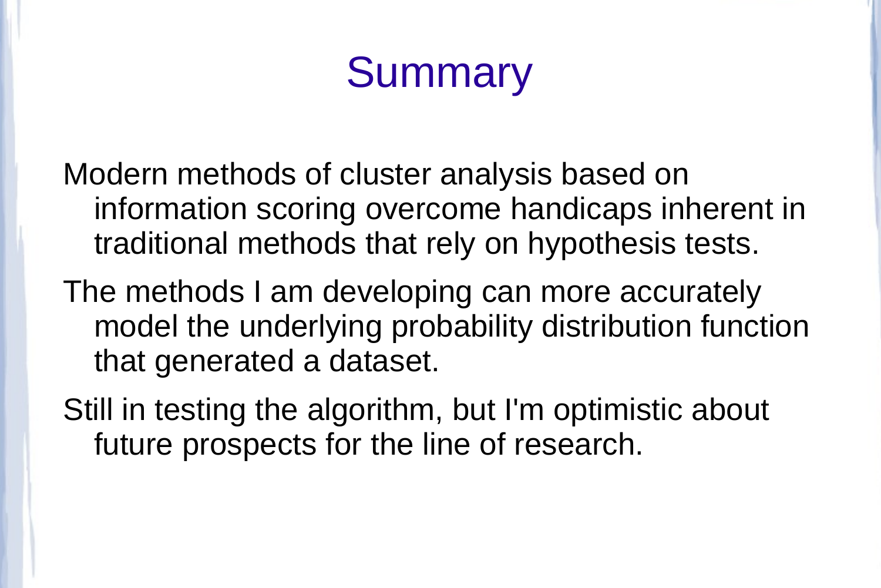# Summary

Modern methods of cluster analysis based on information scoring overcome handicaps inherent in traditional methods that rely on hypothesis tests.

The methods I am developing can more accurately model the underlying probability distribution function that generated a dataset.

Still in testing the algorithm, but I'm optimistic about future prospects for the line of research.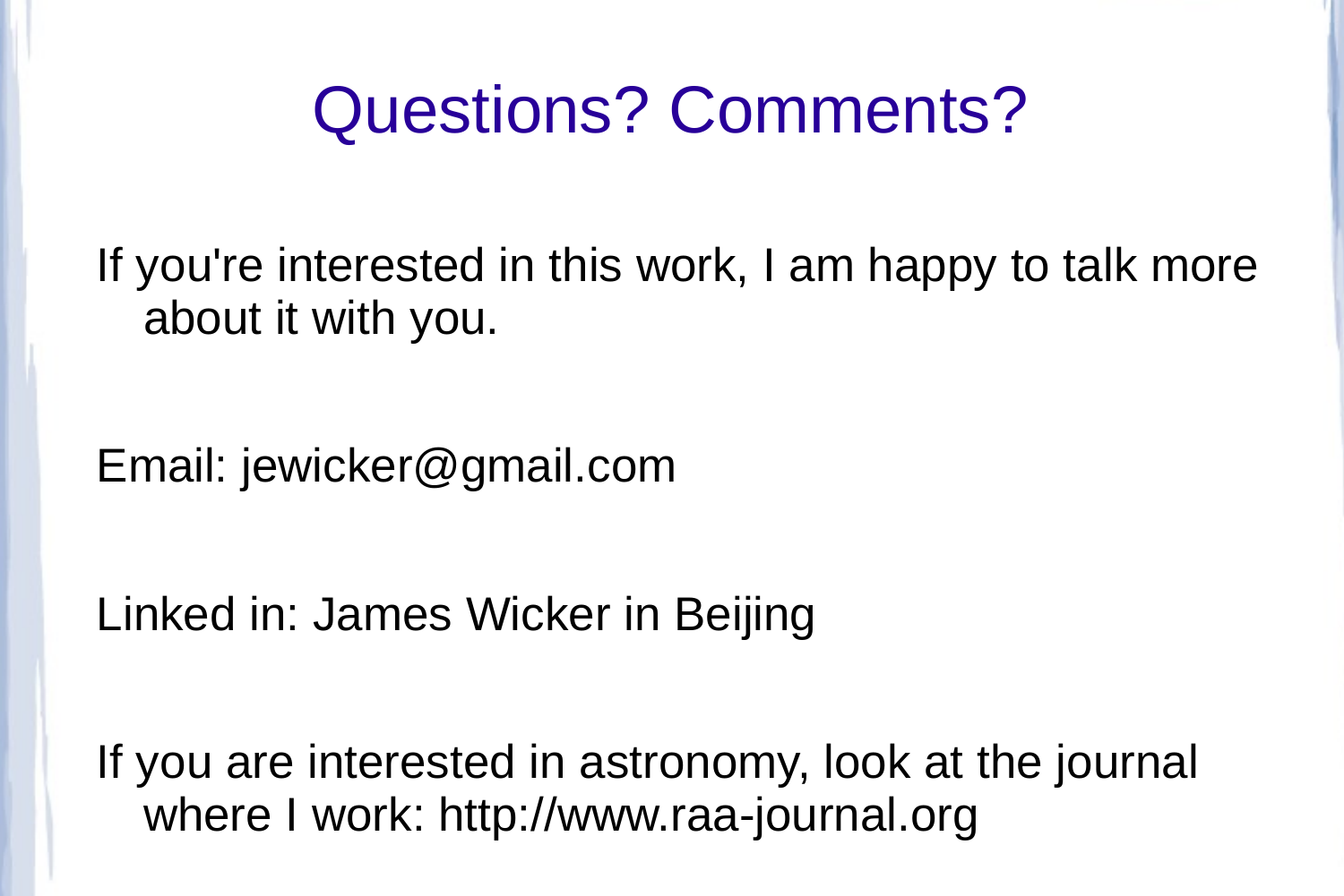# Questions? Comments?

If you're interested in this work, I am happy to talk more about it with you.

Email: jewicker@gmail.com

Linked in: James Wicker in Beijing

If you are interested in astronomy, look at the journal where I work: http://www.raa-journal.org